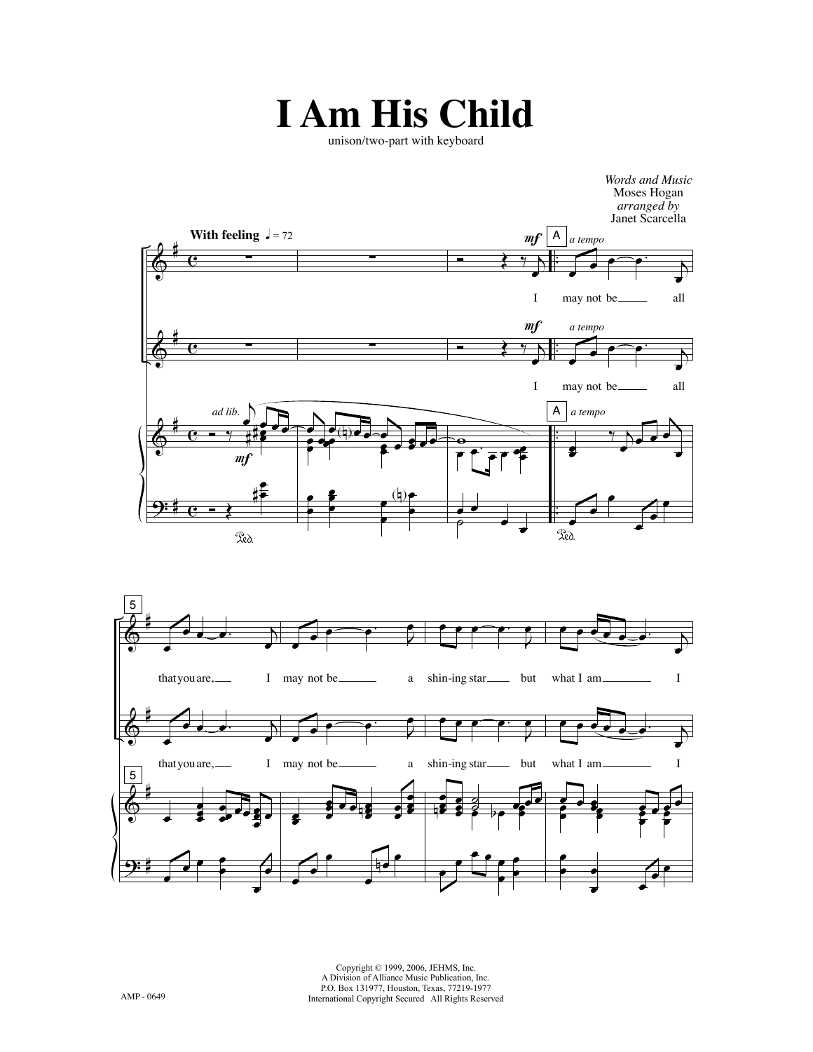# I Am His Child

unison/two-part with keyboard

*Words and Music*
Moses Hogan
*arranged by*
Janet Scarcella

**With feeling** ♩ = 72

*mf* **A** *a tempo*

I may not be all that you are, I may not be a shin-ing star but what I am I

Copyright © 1999, 2006, JEHMS, Inc.
A Division of Alliance Music Publication, Inc.
P.O. Box 131977, Houston, Texas, 77219-1977
International Copyright Secured All Rights Reserved

AMP - 0649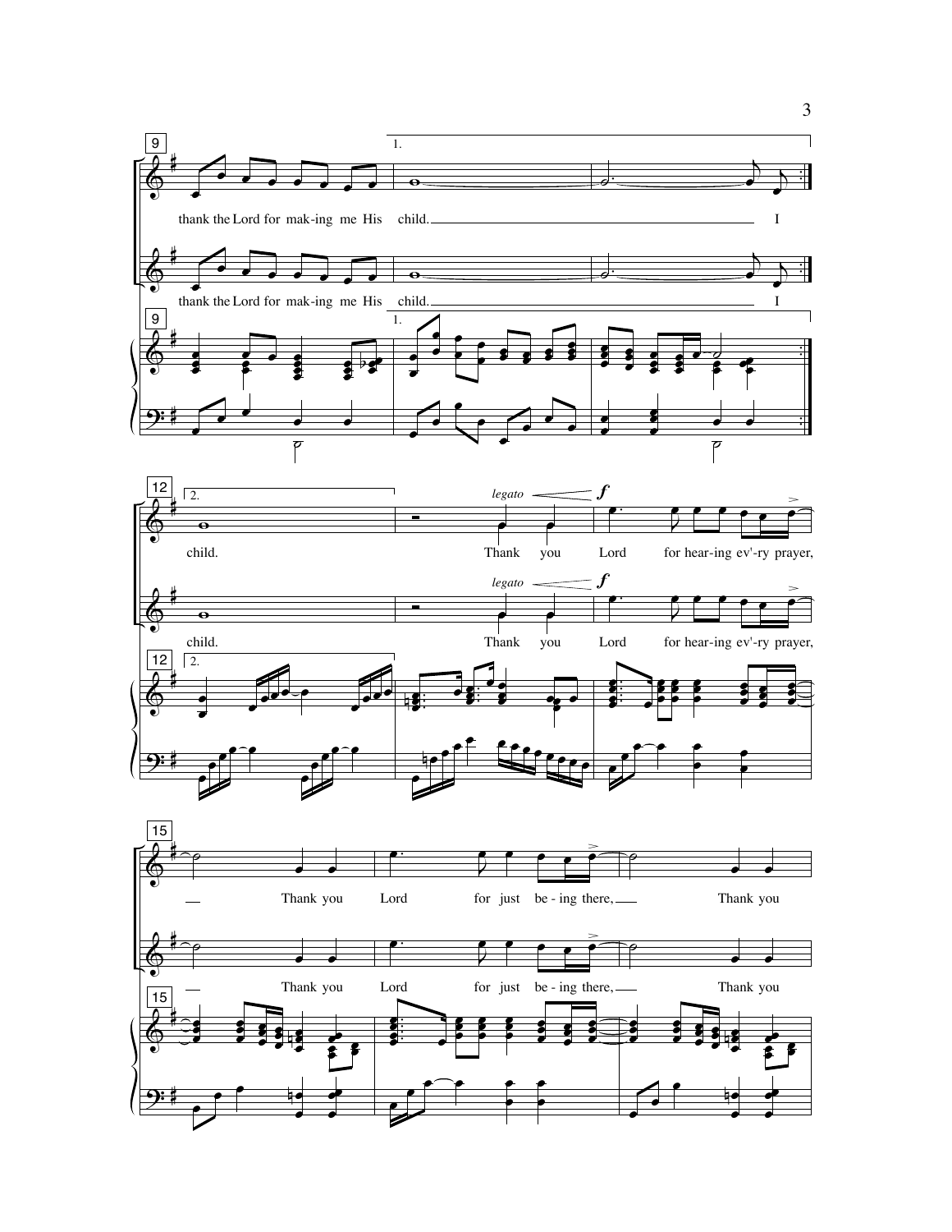9

1.

thank the Lord for mak-ing me His child. I

thank the Lord for mak-ing me His child. I

12

2.

*legato* *f*

child. Thank you Lord for hear-ing ev'-ry prayer,

child. Thank you Lord for hear-ing ev'-ry prayer,

15

Thank you Lord for just be-ing there, Thank you

Thank you Lord for just be-ing there, Thank you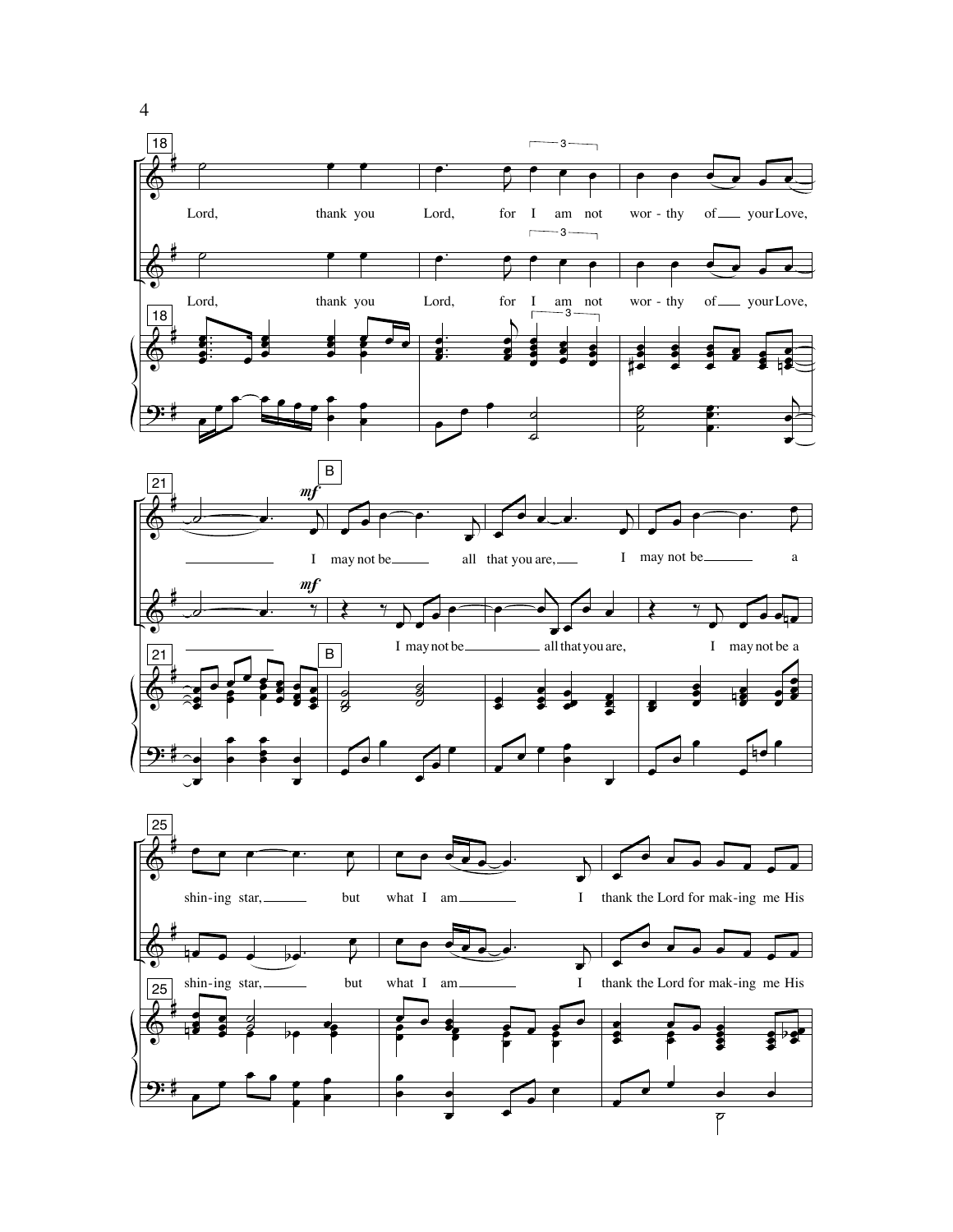18

Lord, thank you Lord, for I am not wor - thy of ___ your Love,

21

B

*mf*

I may not be ___ all that you are, ___ I may not be ___ a

25

shin - ing star, ___ but what I am ___ I thank the Lord for mak - ing me His